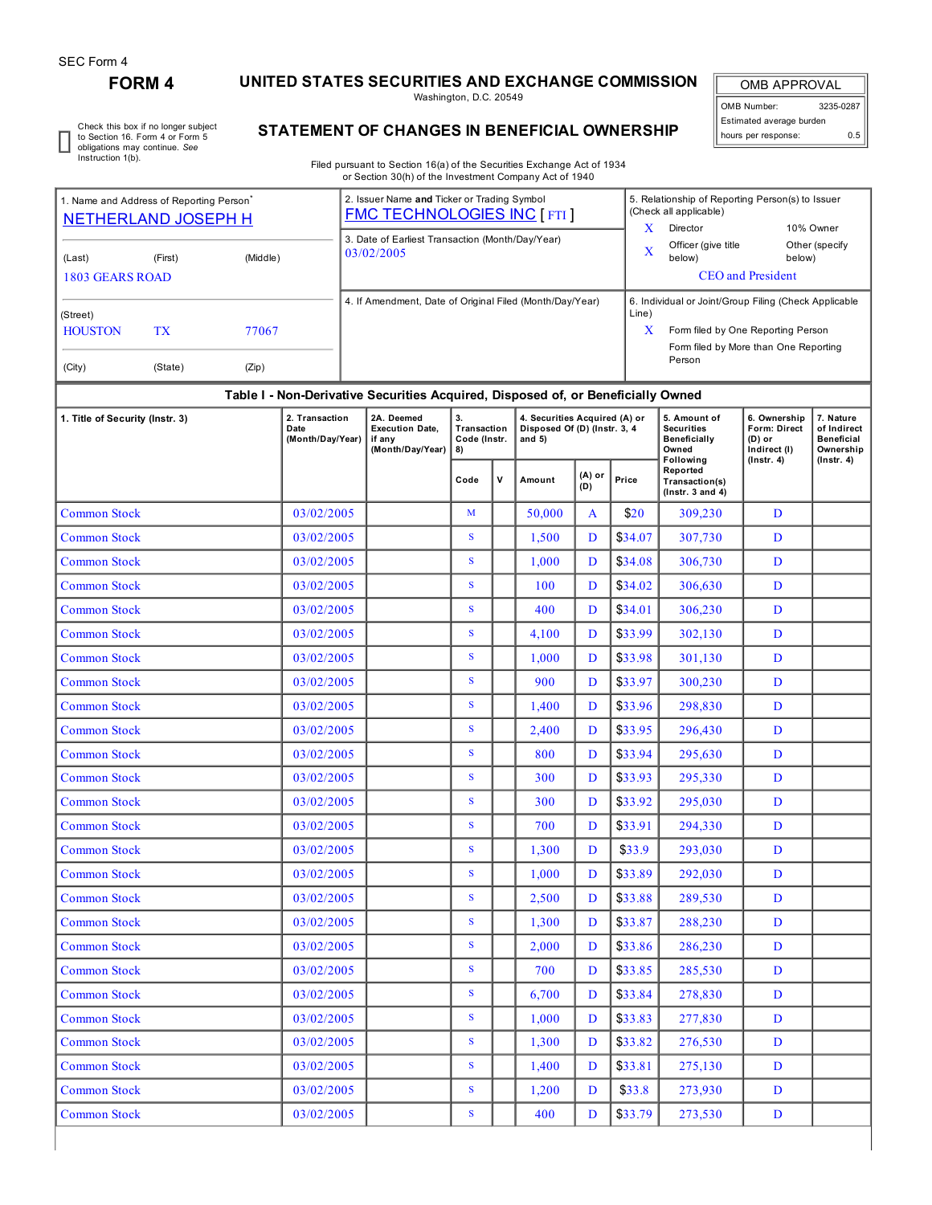SEC Form 4

**FORM 4**

# UNITED STATES SECURITIES AND EXCHANGE COMMISSION

Washington, D.C. 20549

## STATEMENT OF CHANGES IN BENEFICIAL OWNERSHIP

Filed pursuant to Section 16(a) of the Securities Exchange Act of 1934 or Section 30(h) of the Investment Company Act of 1940

| OMB APPROVAL | |
|---|---|
| OMB Number: | 3235-0287 |
| Estimated average burden hours per response: | 0.5 |

☐ Check this box if no longer subject to Section 16. Form 4 or Form 5 obligations may continue. *See* Instruction 1(b).

| 1. Name and Address of Reporting Person* | 2. Issuer Name and Ticker or Trading Symbol | 5. Relationship of Reporting Person(s) to Issuer (Check all applicable) |
|---|---|---|
| NETHERLAND JOSEPH H | FMC TECHNOLOGIES INC [ FTI ] | X Director; 10% Owner |
| (Last) (First) (Middle) | 3. Date of Earliest Transaction (Month/Day/Year) | X Officer (give title below); Other (specify below) |
| 1803 GEARS ROAD | 03/02/2005 | CEO and President |
| (Street) | 4. If Amendment, Date of Original Filed (Month/Day/Year) | 6. Individual or Joint/Group Filing (Check Applicable Line) |
| HOUSTON TX 77067 | | X Form filed by One Reporting Person |
| (City) (State) (Zip) | | Form filed by More than One Reporting Person |

**Table I - Non-Derivative Securities Acquired, Disposed of, or Beneficially Owned**

| 1. Title of Security (Instr. 3) | 2. Transaction Date (Month/Day/Year) | 2A. Deemed Execution Date, if any (Month/Day/Year) | 3. Transaction Code (Instr. 8) | | 4. Securities Acquired (A) or Disposed Of (D) (Instr. 3, 4 and 5) | | | 5. Amount of Securities Beneficially Owned Following Reported Transaction(s) (Instr. 3 and 4) | 6. Ownership Form: Direct (D) or Indirect (I) (Instr. 4) | 7. Nature of Indirect Beneficial Ownership (Instr. 4) |
|---|---|---|---|---|---|---|---|---|---|---|
| | | | Code | V | Amount | (A) or (D) | Price | | | |
| Common Stock | 03/02/2005 | | M | | 50,000 | A | $20 | 309,230 | D | |
| Common Stock | 03/02/2005 | | S | | 1,500 | D | $34.07 | 307,730 | D | |
| Common Stock | 03/02/2005 | | S | | 1,000 | D | $34.08 | 306,730 | D | |
| Common Stock | 03/02/2005 | | S | | 100 | D | $34.02 | 306,630 | D | |
| Common Stock | 03/02/2005 | | S | | 400 | D | $34.01 | 306,230 | D | |
| Common Stock | 03/02/2005 | | S | | 4,100 | D | $33.99 | 302,130 | D | |
| Common Stock | 03/02/2005 | | S | | 1,000 | D | $33.98 | 301,130 | D | |
| Common Stock | 03/02/2005 | | S | | 900 | D | $33.97 | 300,230 | D | |
| Common Stock | 03/02/2005 | | S | | 1,400 | D | $33.96 | 298,830 | D | |
| Common Stock | 03/02/2005 | | S | | 2,400 | D | $33.95 | 296,430 | D | |
| Common Stock | 03/02/2005 | | S | | 800 | D | $33.94 | 295,630 | D | |
| Common Stock | 03/02/2005 | | S | | 300 | D | $33.93 | 295,330 | D | |
| Common Stock | 03/02/2005 | | S | | 300 | D | $33.92 | 295,030 | D | |
| Common Stock | 03/02/2005 | | S | | 700 | D | $33.91 | 294,330 | D | |
| Common Stock | 03/02/2005 | | S | | 1,300 | D | $33.9 | 293,030 | D | |
| Common Stock | 03/02/2005 | | S | | 1,000 | D | $33.89 | 292,030 | D | |
| Common Stock | 03/02/2005 | | S | | 2,500 | D | $33.88 | 289,530 | D | |
| Common Stock | 03/02/2005 | | S | | 1,300 | D | $33.87 | 288,230 | D | |
| Common Stock | 03/02/2005 | | S | | 2,000 | D | $33.86 | 286,230 | D | |
| Common Stock | 03/02/2005 | | S | | 700 | D | $33.85 | 285,530 | D | |
| Common Stock | 03/02/2005 | | S | | 6,700 | D | $33.84 | 278,830 | D | |
| Common Stock | 03/02/2005 | | S | | 1,000 | D | $33.83 | 277,830 | D | |
| Common Stock | 03/02/2005 | | S | | 1,300 | D | $33.82 | 276,530 | D | |
| Common Stock | 03/02/2005 | | S | | 1,400 | D | $33.81 | 275,130 | D | |
| Common Stock | 03/02/2005 | | S | | 1,200 | D | $33.8 | 273,930 | D | |
| Common Stock | 03/02/2005 | | S | | 400 | D | $33.79 | 273,530 | D | |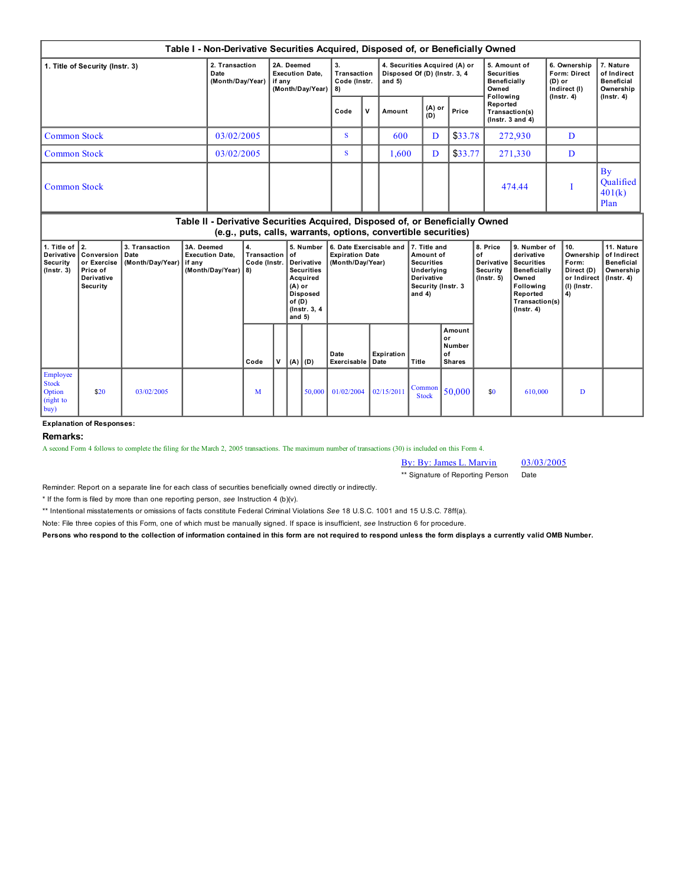| Table I - Non-Derivative Securities Acquired, Disposed of, or Beneficially Owned | | | | | | | | | | |
|---|---|---|---|---|---|---|---|---|---|---|
| 1. Title of Security (Instr. 3) | 2. Transaction Date (Month/Day/Year) | 2A. Deemed Execution Date, if any (Month/Day/Year) | 3. Transaction Code (Instr. 8) | | 4. Securities Acquired (A) or Disposed Of (D) (Instr. 3, 4 and 5) | | | 5. Amount of Securities Beneficially Owned Following Reported Transaction(s) (Instr. 3 and 4) | 6. Ownership Form: Direct (D) or Indirect (I) (Instr. 4) | 7. Nature of Indirect Beneficial Ownership (Instr. 4) |
| | | | Code | V | Amount | (A) or (D) | Price | | | |
| Common Stock | 03/02/2005 | | S | | 600 | D | $33.78 | 272,930 | D | |
| Common Stock | 03/02/2005 | | S | | 1,600 | D | $33.77 | 271,330 | D | |
| Common Stock | | | | | | | | 474.44 | I | By Qualified 401(k) Plan |

| Table II - Derivative Securities Acquired, Disposed of, or Beneficially Owned (e.g., puts, calls, warrants, options, convertible securities) | | | | | | | | | | | | | | | |
|---|---|---|---|---|---|---|---|---|---|---|---|---|---|---|---|
| 1. Title of Derivative Security (Instr. 3) | 2. Conversion or Exercise Price of Derivative Security | 3. Transaction Date (Month/Day/Year) | 3A. Deemed Execution Date, if any (Month/Day/Year) | 4. Transaction Code (Instr. 8) | | 5. Number of Derivative Securities Acquired (A) or Disposed of (D) (Instr. 3, 4 and 5) | | 6. Date Exercisable and Expiration Date (Month/Day/Year) | | 7. Title and Amount of Securities Underlying Derivative Security (Instr. 3 and 4) | | 8. Price of Derivative Security (Instr. 5) | 9. Number of derivative Securities Beneficially Owned Following Reported Transaction(s) (Instr. 4) | 10. Ownership Form: Direct (D) or Indirect (I) (Instr. 4) | 11. Nature of Indirect Beneficial Ownership (Instr. 4) |
| | | | | Code | V | (A) | (D) | Date Exercisable | Expiration Date | Title | Amount or Number of Shares | | | | |
| Employee Stock Option (right to buy) | $20 | 03/02/2005 | | M | | | 50,000 | 01/02/2004 | 02/15/2011 | Common Stock | 50,000 | $0 | 610,000 | D | |

**Explanation of Responses:**

## Remarks:

A second Form 4 follows to complete the filing for the March 2, 2005 transactions. The maximum number of transactions (30) is included on this Form 4.

By: By: James L. Marvin — 03/03/2005

** Signature of Reporting Person — Date

Reminder: Report on a separate line for each class of securities beneficially owned directly or indirectly.

* If the form is filed by more than one reporting person, *see* Instruction 4 (b)(v).

** Intentional misstatements or omissions of facts constitute Federal Criminal Violations *See* 18 U.S.C. 1001 and 15 U.S.C. 78ff(a).

Note: File three copies of this Form, one of which must be manually signed. If space is insufficient, *see* Instruction 6 for procedure.

**Persons who respond to the collection of information contained in this form are not required to respond unless the form displays a currently valid OMB Number.**